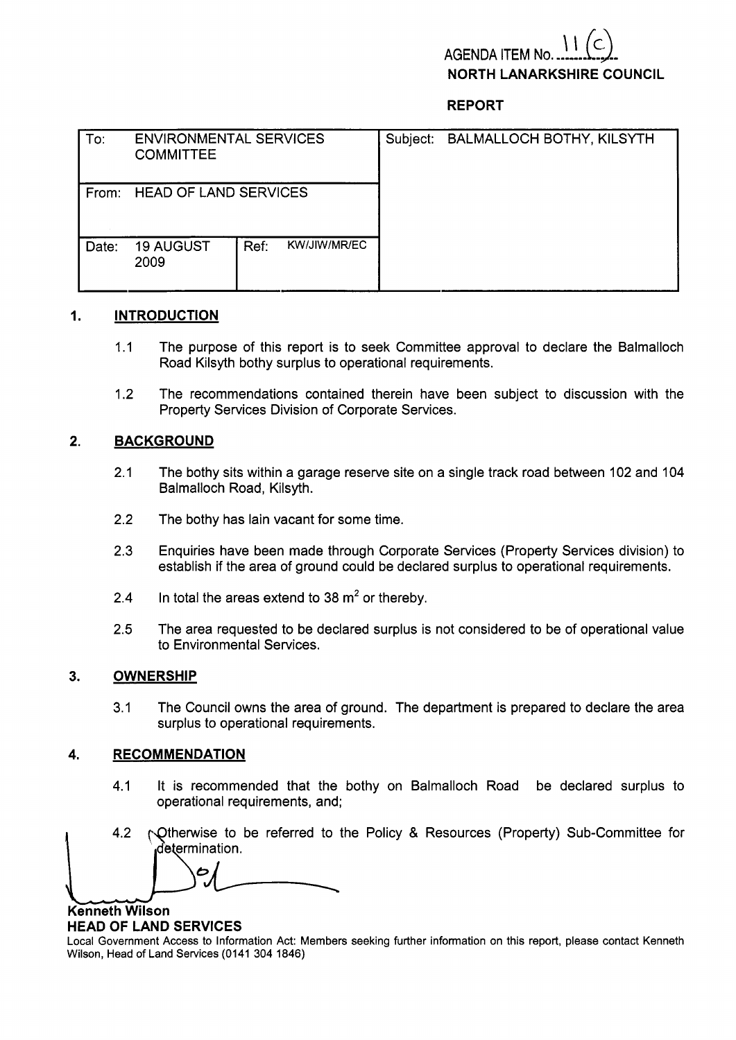AGENDA ITEM No. 11 (c)

**NORTH LANARKSHIRE COUNCIL**

**REPORT**

| To: ENVIRONMENTAL SERVICES COMMITTEE | | Subject: BALMALLOCH BOTHY, KILSYTH |
|---|---|---|
| From: HEAD OF LAND SERVICES | | |
| Date: 19 AUGUST 2009 | Ref: KW/JIW/MR/EC | |

## 1. INTRODUCTION

1.1 The purpose of this report is to seek Committee approval to declare the Balmalloch Road Kilsyth bothy surplus to operational requirements.

1.2 The recommendations contained therein have been subject to discussion with the Property Services Division of Corporate Services.

## 2. BACKGROUND

2.1 The bothy sits within a garage reserve site on a single track road between 102 and 104 Balmalloch Road, Kilsyth.

2.2 The bothy has lain vacant for some time.

2.3 Enquiries have been made through Corporate Services (Property Services division) to establish if the area of ground could be declared surplus to operational requirements.

2.4 In total the areas extend to 38 $m^2$ or thereby.

2.5 The area requested to be declared surplus is not considered to be of operational value to Environmental Services.

## 3. OWNERSHIP

3.1 The Council owns the area of ground. The department is prepared to declare the area surplus to operational requirements.

## 4. RECOMMENDATION

4.1 It is recommended that the bothy on Balmalloch Road be declared surplus to operational requirements, and;

4.2 Otherwise to be referred to the Policy & Resources (Property) Sub-Committee for determination.

**Kenneth Wilson**
**HEAD OF LAND SERVICES**

Local Government Access to Information Act: Members seeking further information on this report, please contact Kenneth Wilson, Head of Land Services (0141 304 1846)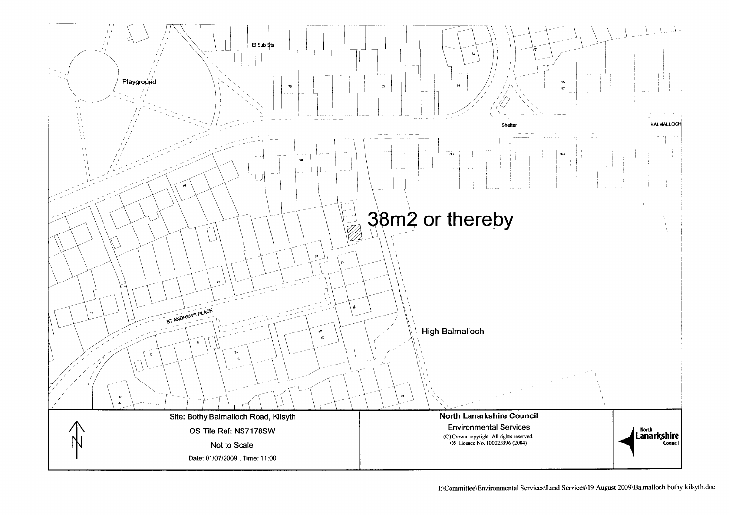El Sub Sta

Playground

Shelter

BALMALLOCH

38m2 or thereby

ST ANDREWS PLACE

High Balmalloch

N

Site: Bothy Balmalloch Road, Kilsyth

OS Tile Ref: NS7178SW

Not to Scale

Date: 01/07/2009 , Time: 11:00

**North Lanarkshire Council**

Environmental Services

(C) Crown copyright. All rights reserved.
OS Licence No. 100023396 (2004)

North Lanarkshire Council

I:\Committee\Environmental Services\Land Services\19 August 2009\Balmalloch bothy kilsyth.doc